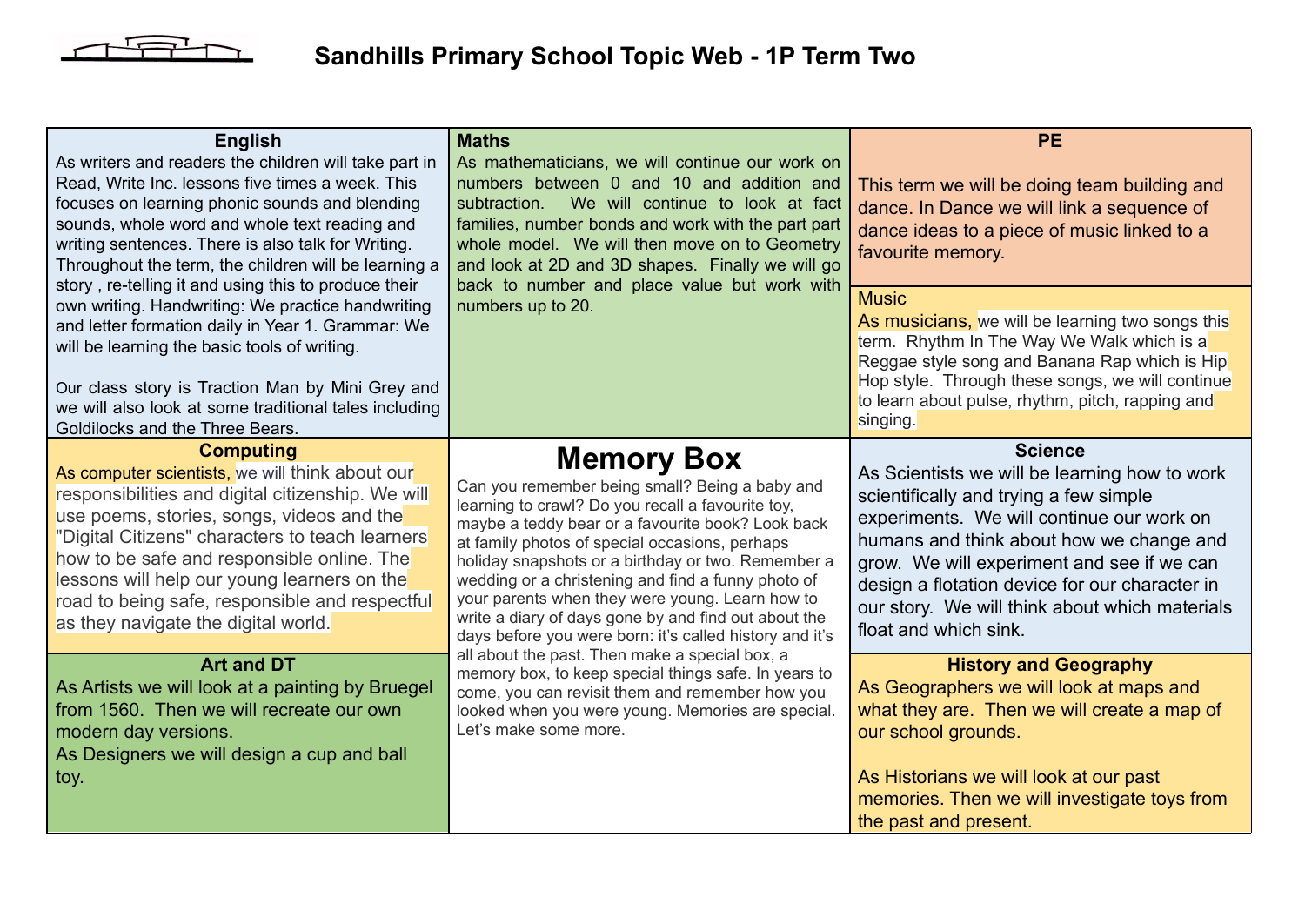# Sandhills Primary School Topic Web - 1P Term Two

## English

As writers and readers the children will take part in Read, Write Inc. lessons five times a week. This focuses on learning phonic sounds and blending sounds, whole word and whole text reading and writing sentences. There is also talk for Writing. Throughout the term, the children will be learning a story , re-telling it and using this to produce their own writing. Handwriting: We practice handwriting and letter formation daily in Year 1. Grammar: We will be learning the basic tools of writing.

Our class story is Traction Man by Mini Grey and we will also look at some traditional tales including Goldilocks and the Three Bears.

## Maths

As mathematicians, we will continue our work on numbers between 0 and 10 and addition and subtraction. We will continue to look at fact families, number bonds and work with the part part whole model. We will then move on to Geometry and look at 2D and 3D shapes. Finally we will go back to number and place value but work with numbers up to 20.

## PE

This term we will be doing team building and dance. In Dance we will link a sequence of dance ideas to a piece of music linked to a favourite memory.

## Music

As musicians, we will be learning two songs this term. Rhythm In The Way We Walk which is a Reggae style song and Banana Rap which is Hip Hop style. Through these songs, we will continue to learn about pulse, rhythm, pitch, rapping and singing.

## Computing

As computer scientists, we will think about our responsibilities and digital citizenship. We will use poems, stories, songs, videos and the "Digital Citizens" characters to teach learners how to be safe and responsible online. The lessons will help our young learners on the road to being safe, responsible and respectful as they navigate the digital world.

## Memory Box

Can you remember being small? Being a baby and learning to crawl? Do you recall a favourite toy, maybe a teddy bear or a favourite book? Look back at family photos of special occasions, perhaps holiday snapshots or a birthday or two. Remember a wedding or a christening and find a funny photo of your parents when they were young. Learn how to write a diary of days gone by and find out about the days before you were born: it's called history and it's all about the past. Then make a special box, a memory box, to keep special things safe. In years to come, you can revisit them and remember how you looked when you were young. Memories are special. Let's make some more.

## Science

As Scientists we will be learning how to work scientifically and trying a few simple experiments. We will continue our work on humans and think about how we change and grow. We will experiment and see if we can design a flotation device for our character in our story. We will think about which materials float and which sink.

## Art and DT

As Artists we will look at a painting by Bruegel from 1560. Then we will recreate our own modern day versions.

As Designers we will design a cup and ball toy.

## History and Geography

As Geographers we will look at maps and what they are. Then we will create a map of our school grounds.

As Historians we will look at our past memories. Then we will investigate toys from the past and present.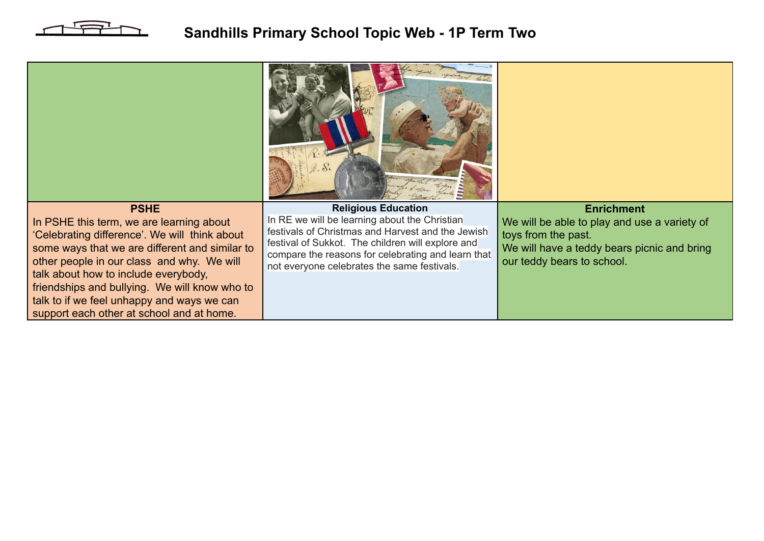# Sandhills Primary School Topic Web - 1P Term Two

| | | |
|---|---|---|
| **PSHE**<br>In PSHE this term, we are learning about 'Celebrating difference'. We will think about some ways that we are different and similar to other people in our class and why. We will talk about how to include everybody, friendships and bullying. We will know who to talk to if we feel unhappy and ways we can support each other at school and at home. | **Religious Education**<br>In RE we will be learning about the Christian festivals of Christmas and Harvest and the Jewish festival of Sukkot. The children will explore and compare the reasons for celebrating and learn that not everyone celebrates the same festivals. | **Enrichment**<br>We will be able to play and use a variety of toys from the past.<br>We will have a teddy bears picnic and bring our teddy bears to school. |